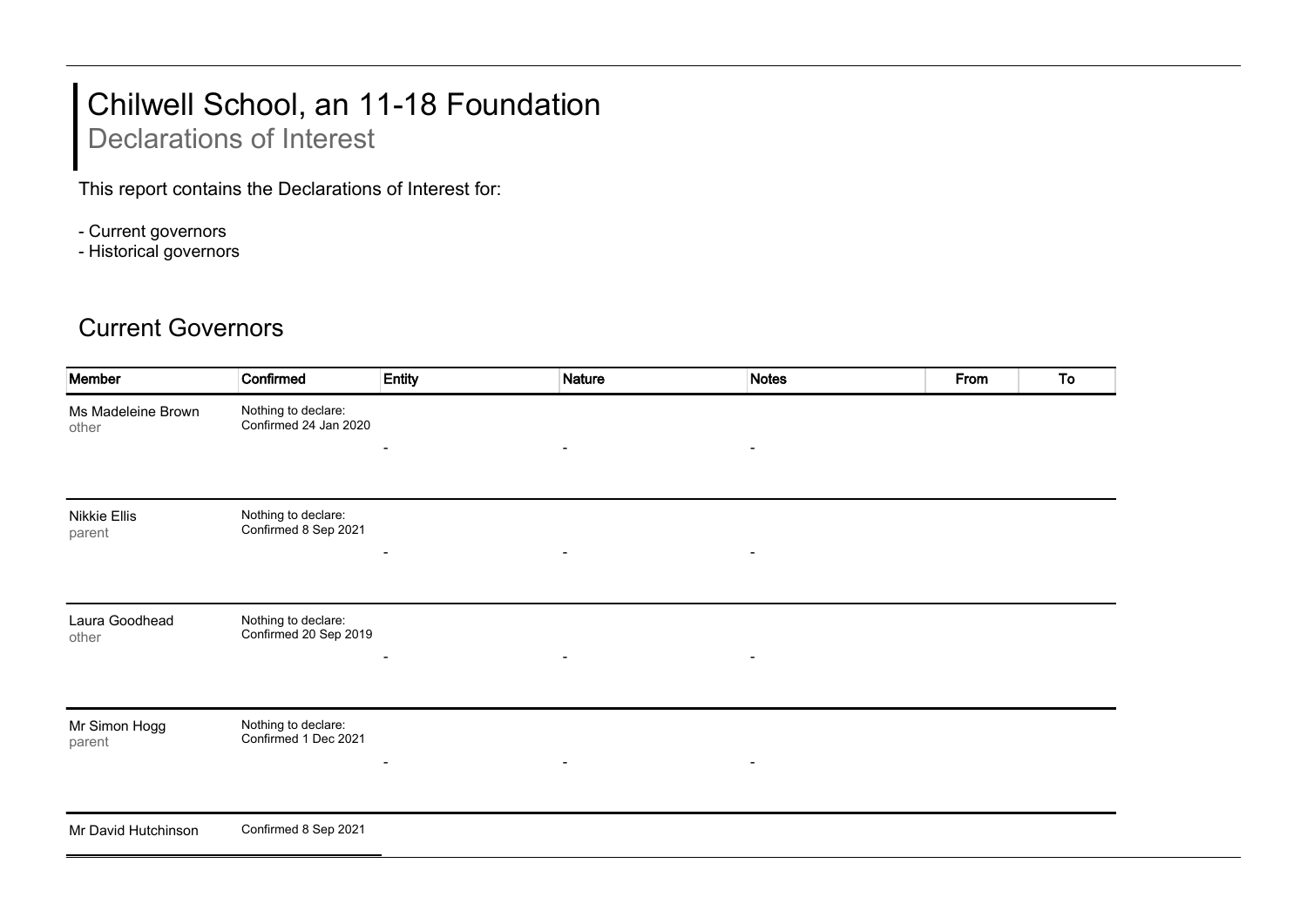# Chilwell School, an 11-18 Foundation

## Declarations of Interest

This report contains the Declarations of Interest for:

- Current governors
- Historical governors

## Current Governors

| Member | Confirmed | Entity | Nature | Notes | From | To |
|---|---|---|---|---|---|---|
| Ms Madeleine Brown<br>other | Nothing to declare:<br>Confirmed 24 Jan 2020 | - | - | - | | |
| Nikkie Ellis<br>parent | Nothing to declare:<br>Confirmed 8 Sep 2021 | - | - | - | | |
| Laura Goodhead<br>other | Nothing to declare:<br>Confirmed 20 Sep 2019 | - | - | - | | |
| Mr Simon Hogg<br>parent | Nothing to declare:<br>Confirmed 1 Dec 2021 | - | - | - | | |
| Mr David Hutchinson | Confirmed 8 Sep 2021 | | | | | |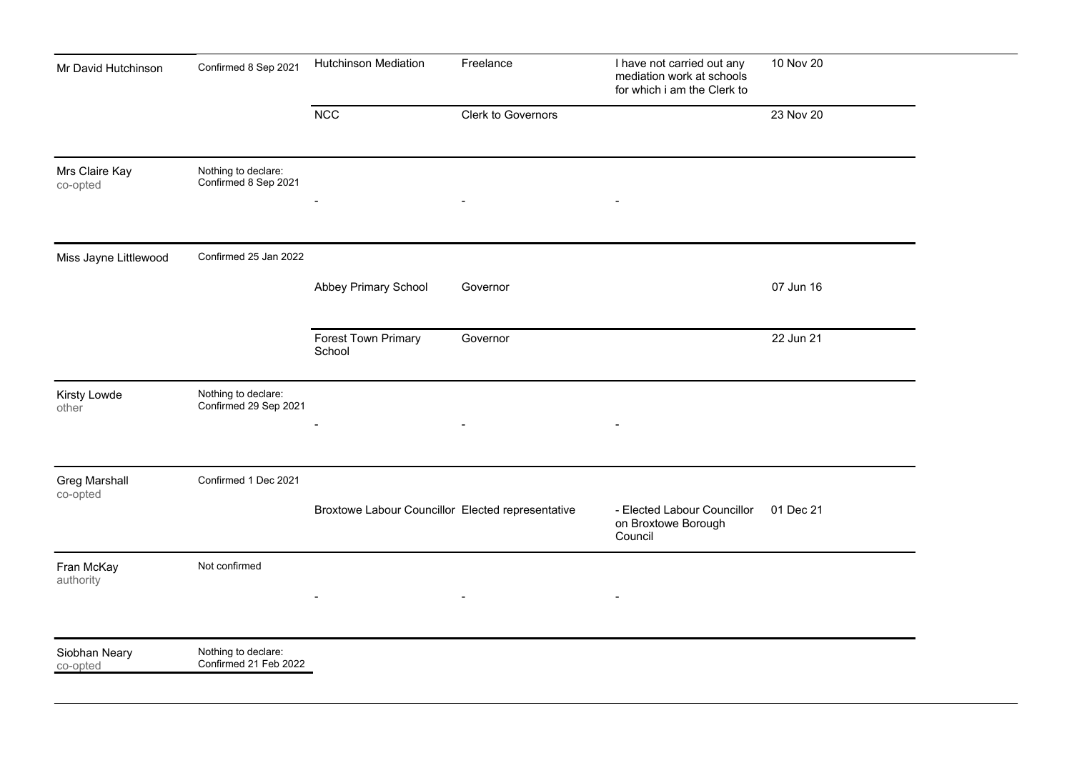| | | | | | |
|---|---|---|---|---|---|
| Mr David Hutchinson | Confirmed 8 Sep 2021 | Hutchinson Mediation | Freelance | I have not carried out any mediation work at schools for which i am the Clerk to | 10 Nov 20 |
| | | NCC | Clerk to Governors | | 23 Nov 20 |
| Mrs Claire Kay<br>co-opted | Nothing to declare:<br>Confirmed 8 Sep 2021 | - | - | - | |
| Miss Jayne Littlewood | Confirmed 25 Jan 2022 | | | | |
| | | Abbey Primary School | Governor | | 07 Jun 16 |
| | | Forest Town Primary School | Governor | | 22 Jun 21 |
| Kirsty Lowde<br>other | Nothing to declare:<br>Confirmed 29 Sep 2021 | - | - | - | |
| Greg Marshall<br>co-opted | Confirmed 1 Dec 2021 | | | | |
| | | Broxtowe Labour Councillor | Elected representative | - Elected Labour Councillor on Broxtowe Borough Council | 01 Dec 21 |
| Fran McKay<br>authority | Not confirmed | - | - | - | |
| Siobhan Neary<br>co-opted | Nothing to declare:<br>Confirmed 21 Feb 2022 | | | | |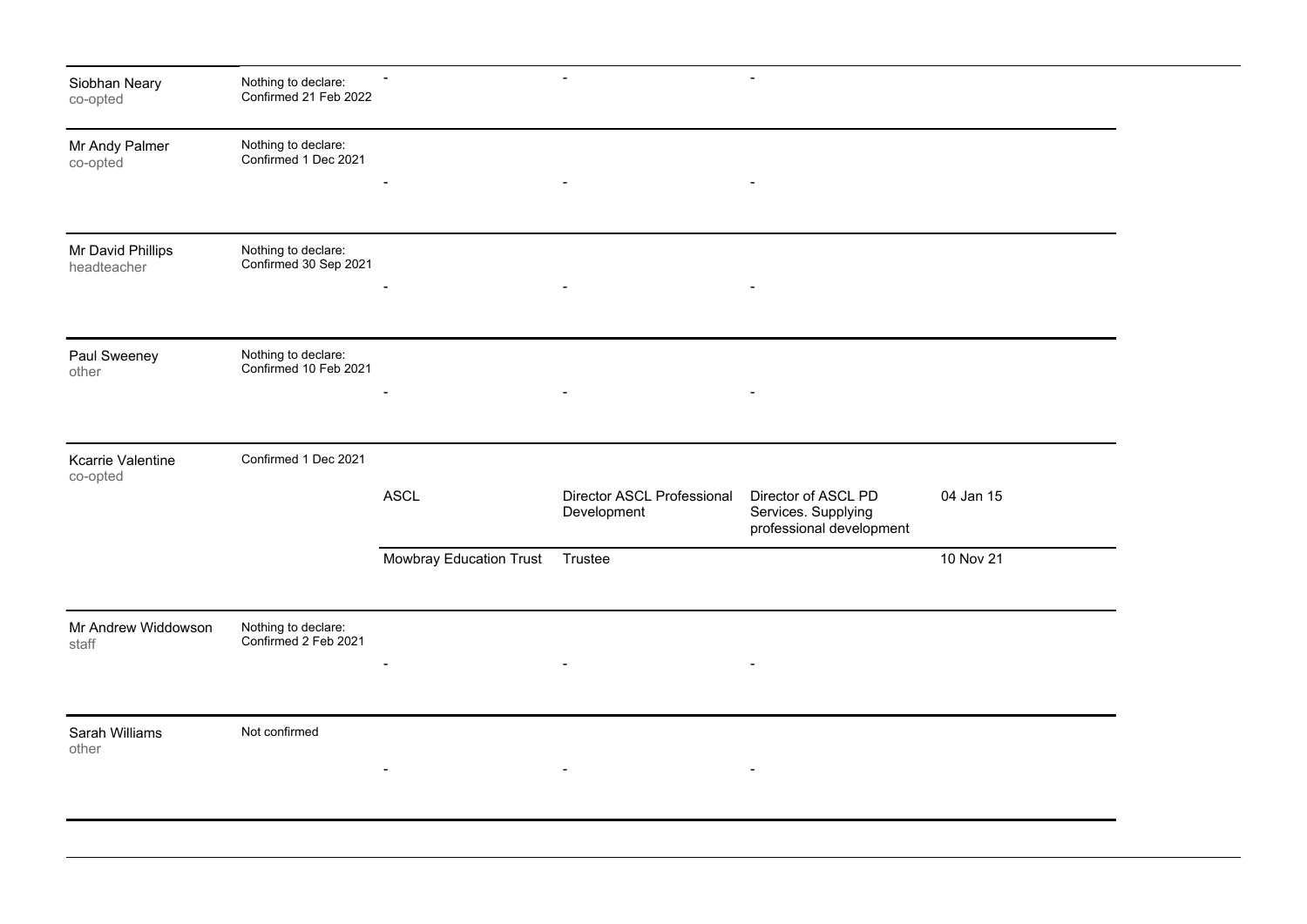| | | | | | |
|---|---|---|---|---|---|
| Siobhan Neary<br>co-opted | Nothing to declare:<br>Confirmed 21 Feb 2022 | - | - | - | |
| Mr Andy Palmer<br>co-opted | Nothing to declare:<br>Confirmed 1 Dec 2021 | - | - | - | |
| Mr David Phillips<br>headteacher | Nothing to declare:<br>Confirmed 30 Sep 2021 | - | - | - | |
| Paul Sweeney<br>other | Nothing to declare:<br>Confirmed 10 Feb 2021 | - | - | - | |
| Kcarrie Valentine<br>co-opted | Confirmed 1 Dec 2021 | ASCL | Director ASCL Professional Development | Director of ASCL PD Services. Supplying professional development | 04 Jan 15 |
| | | Mowbray Education Trust | Trustee | | 10 Nov 21 |
| Mr Andrew Widdowson<br>staff | Nothing to declare:<br>Confirmed 2 Feb 2021 | - | - | - | |
| Sarah Williams<br>other | Not confirmed | - | - | - | |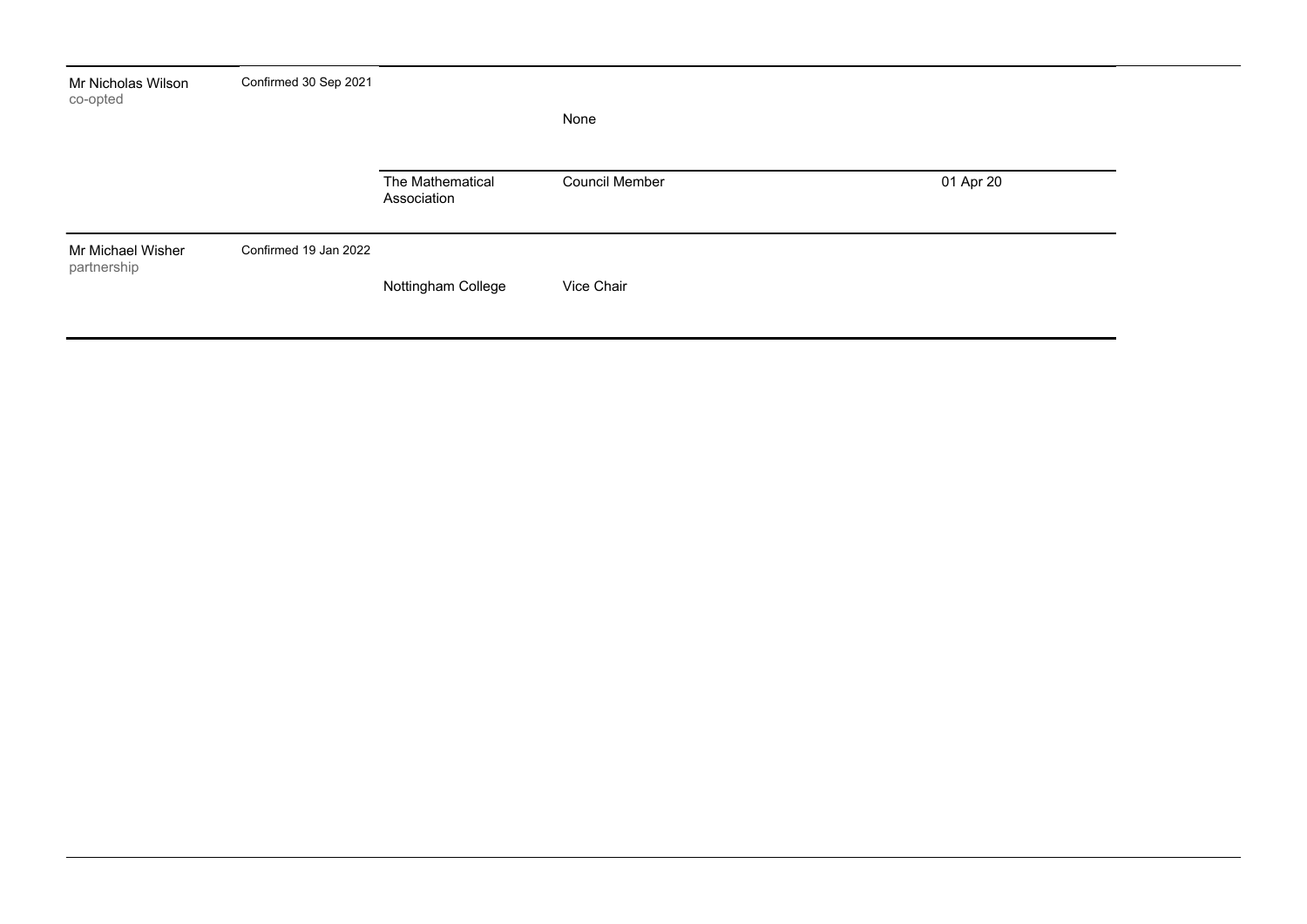| | | | | |
|---|---|---|---|---|
| Mr Nicholas Wilson<br>co-opted | Confirmed 30 Sep 2021 | | | |
| | | | None | |
| | | The Mathematical Association | Council Member | 01 Apr 20 |
| Mr Michael Wisher<br>partnership | Confirmed 19 Jan 2022 | | | |
| | | Nottingham College | Vice Chair | |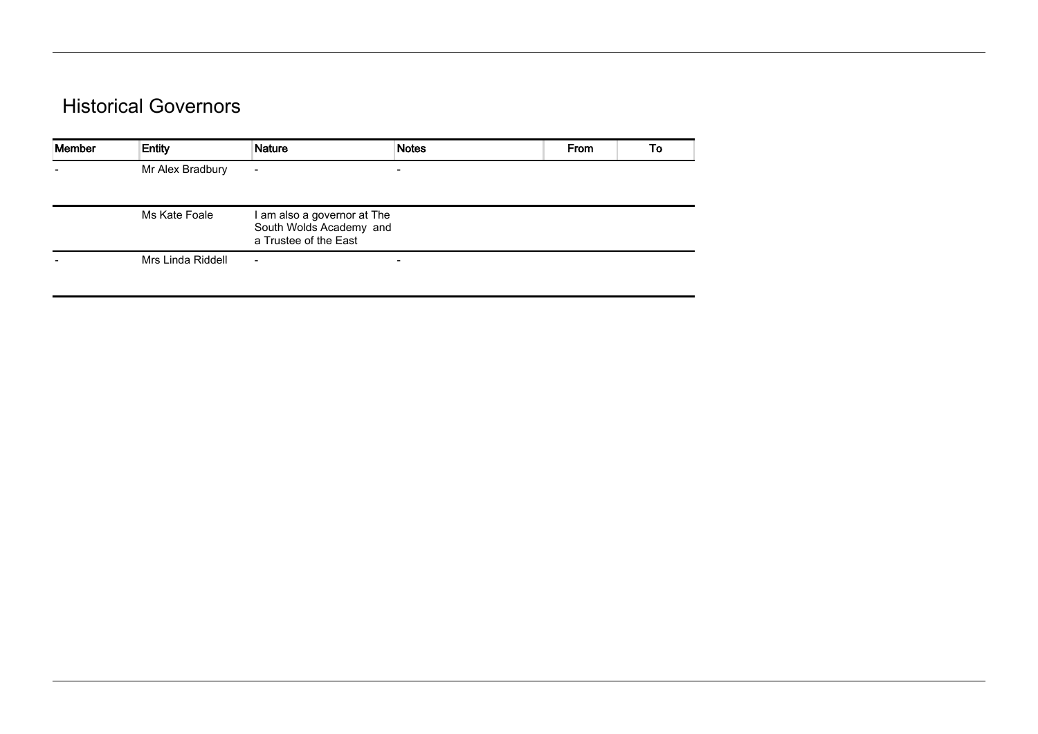## Historical Governors

| Member | Entity | Nature | Notes | From | To |
| --- | --- | --- | --- | --- | --- |
| - | Mr Alex Bradbury | - | - | | |
| | Ms Kate Foale | I am also a governor at The South Wolds Academy and a Trustee of the East | | | |
| - | Mrs Linda Riddell | - | - | | |